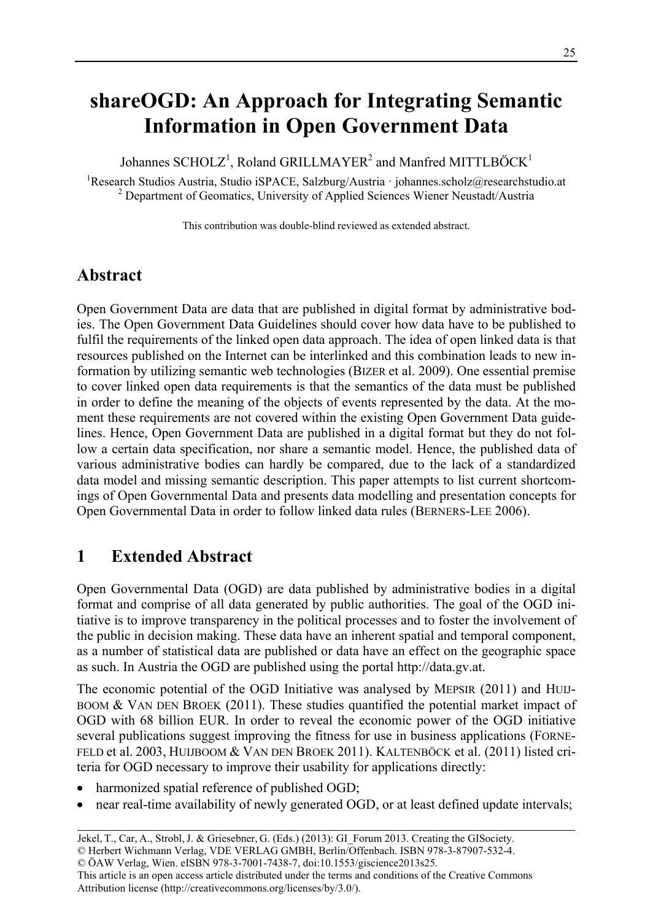# shareOGD: An Approach for Integrating Semantic Information in Open Government Data

Johannes SCHOLZ[1], Roland GRILLMAYER[2] and Manfred MITTLBÖCK[1]

[1]Research Studios Austria, Studio iSPACE, Salzburg/Austria · johannes.scholz@researchstudio.at
[2] Department of Geomatics, University of Applied Sciences Wiener Neustadt/Austria

This contribution was double-blind reviewed as extended abstract.

## Abstract

Open Government Data are data that are published in digital format by administrative bodies. The Open Government Data Guidelines should cover how data have to be published to fulfil the requirements of the linked open data approach. The idea of open linked data is that resources published on the Internet can be interlinked and this combination leads to new information by utilizing semantic web technologies (BIZER et al. 2009). One essential premise to cover linked open data requirements is that the semantics of the data must be published in order to define the meaning of the objects of events represented by the data. At the moment these requirements are not covered within the existing Open Government Data guidelines. Hence, Open Government Data are published in a digital format but they do not follow a certain data specification, nor share a semantic model. Hence, the published data of various administrative bodies can hardly be compared, due to the lack of a standardized data model and missing semantic description. This paper attempts to list current shortcomings of Open Governmental Data and presents data modelling and presentation concepts for Open Governmental Data in order to follow linked data rules (BERNERS-LEE 2006).

## 1 Extended Abstract

Open Governmental Data (OGD) are data published by administrative bodies in a digital format and comprise of all data generated by public authorities. The goal of the OGD initiative is to improve transparency in the political processes and to foster the involvement of the public in decision making. These data have an inherent spatial and temporal component, as a number of statistical data are published or data have an effect on the geographic space as such. In Austria the OGD are published using the portal http://data.gv.at.

The economic potential of the OGD Initiative was analysed by MEPSIR (2011) and HUIJBOOM & VAN DEN BROEK (2011). These studies quantified the potential market impact of OGD with 68 billion EUR. In order to reveal the economic power of the OGD initiative several publications suggest improving the fitness for use in business applications (FORNEFELD et al. 2003, HUIJBOOM & VAN DEN BROEK 2011). KALTENBÖCK et al. (2011) listed criteria for OGD necessary to improve their usability for applications directly:

- harmonized spatial reference of published OGD;
- near real-time availability of newly generated OGD, or at least defined update intervals;

Jekel, T., Car, A., Strobl, J. & Griesebner, G. (Eds.) (2013): GI_Forum 2013. Creating the GISociety.
© Herbert Wichmann Verlag, VDE VERLAG GMBH, Berlin/Offenbach. ISBN 978-3-87907-532-4.
© ÖAW Verlag, Wien. eISBN 978-3-7001-7438-7, doi:10.1553/giscience2013s25.
This article is an open access article distributed under the terms and conditions of the Creative Commons Attribution license (http://creativecommons.org/licenses/by/3.0/).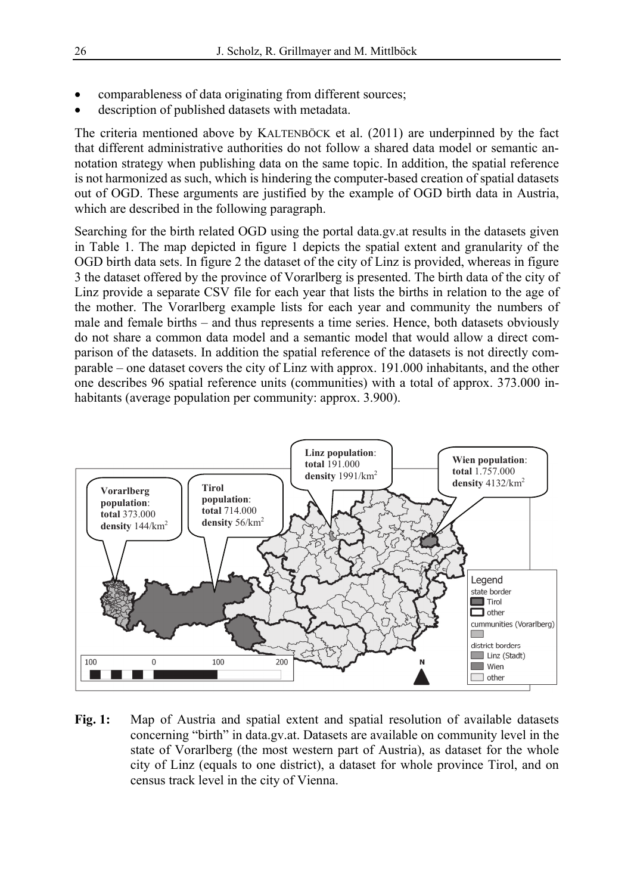- comparableness of data originating from different sources;
- description of published datasets with metadata.

The criteria mentioned above by KALTENBÖCK et al. (2011) are underpinned by the fact that different administrative authorities do not follow a shared data model or semantic annotation strategy when publishing data on the same topic. In addition, the spatial reference is not harmonized as such, which is hindering the computer-based creation of spatial datasets out of OGD. These arguments are justified by the example of OGD birth data in Austria, which are described in the following paragraph.

Searching for the birth related OGD using the portal data.gv.at results in the datasets given in Table 1. The map depicted in figure 1 depicts the spatial extent and granularity of the OGD birth data sets. In figure 2 the dataset of the city of Linz is provided, whereas in figure 3 the dataset offered by the province of Vorarlberg is presented. The birth data of the city of Linz provide a separate CSV file for each year that lists the births in relation to the age of the mother. The Vorarlberg example lists for each year and community the numbers of male and female births – and thus represents a time series. Hence, both datasets obviously do not share a common data model and a semantic model that would allow a direct comparison of the datasets. In addition the spatial reference of the datasets is not directly comparable – one dataset covers the city of Linz with approx. 191.000 inhabitants, and the other one describes 96 spatial reference units (communities) with a total of approx. 373.000 inhabitants (average population per community: approx. 3.900).

**Vorarlberg population**: **total** 373.000 **density** 144/km²

**Tirol population**: **total** 714.000 **density** 56/km²

**Linz population**: **total** 191.000 **density** 1991/km²

**Wien population**: **total** 1.757.000 **density** 4132/km²

Legend
state border
Tirol
other
cummunities (Vorarlberg)
district borders
Linz (Stadt)
Wien
other

100 0 100 200

N

**Fig. 1:** Map of Austria and spatial extent and spatial resolution of available datasets concerning "birth" in data.gv.at. Datasets are available on community level in the state of Vorarlberg (the most western part of Austria), as dataset for the whole city of Linz (equals to one district), a dataset for whole province Tirol, and on census track level in the city of Vienna.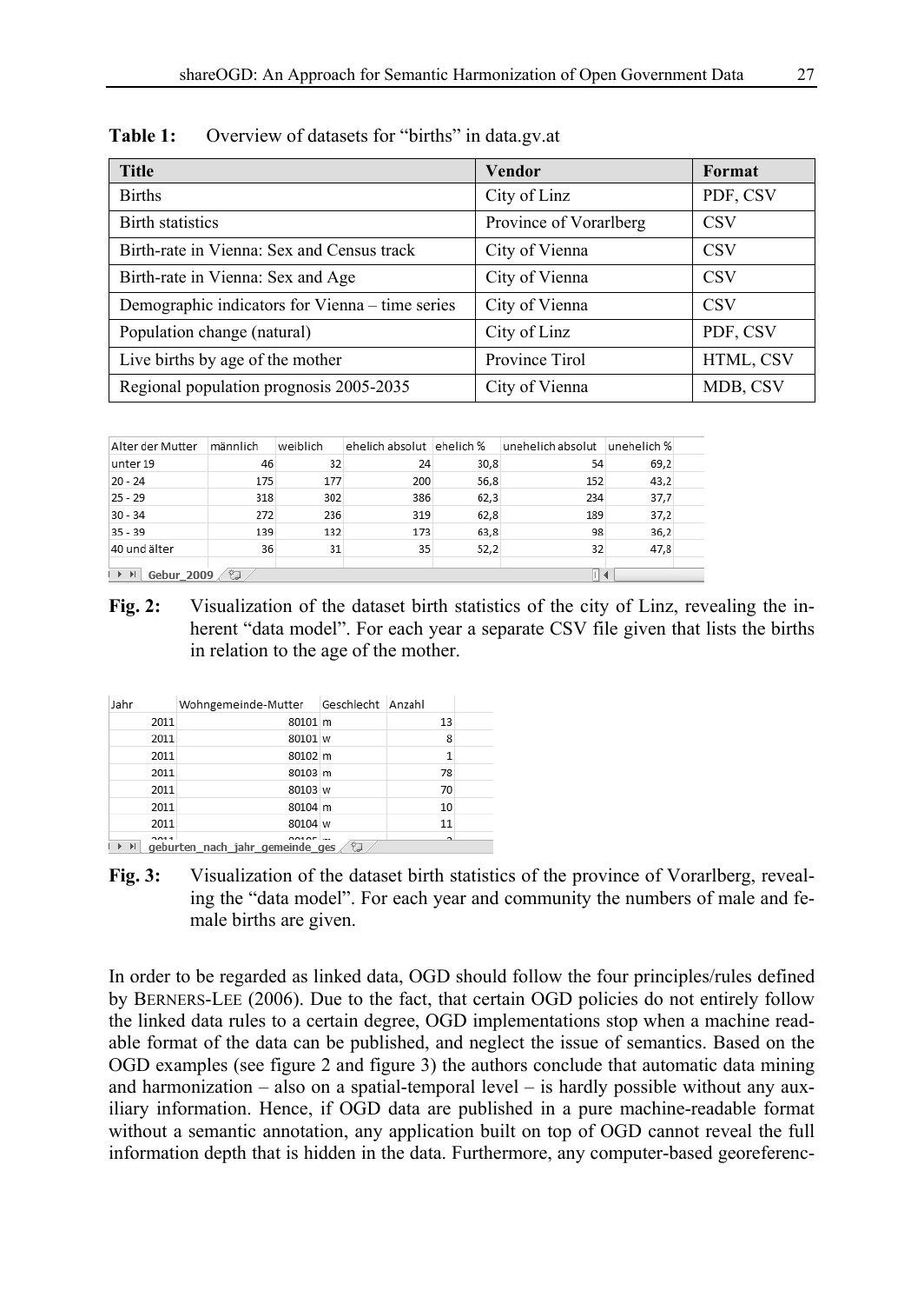**Table 1:** Overview of datasets for "births" in data.gv.at

| Title | Vendor | Format |
|---|---|---|
| Births | City of Linz | PDF, CSV |
| Birth statistics | Province of Vorarlberg | CSV |
| Birth-rate in Vienna: Sex and Census track | City of Vienna | CSV |
| Birth-rate in Vienna: Sex and Age | City of Vienna | CSV |
| Demographic indicators for Vienna – time series | City of Vienna | CSV |
| Population change (natural) | City of Linz | PDF, CSV |
| Live births by age of the mother | Province Tirol | HTML, CSV |
| Regional population prognosis 2005-2035 | City of Vienna | MDB, CSV |

| Alter der Mutter | männlich | weiblich | ehelich absolut | ehelich % | unehelich absolut | unehelich % |
|---|---|---|---|---|---|---|
| unter 19 | 46 | 32 | 24 | 30,8 | 54 | 69,2 |
| 20 - 24 | 175 | 177 | 200 | 56,8 | 152 | 43,2 |
| 25 - 29 | 318 | 302 | 386 | 62,3 | 234 | 37,7 |
| 30 - 34 | 272 | 236 | 319 | 62,8 | 189 | 37,2 |
| 35 - 39 | 139 | 132 | 173 | 63,8 | 98 | 36,2 |
| 40 und älter | 36 | 31 | 35 | 52,2 | 32 | 47,8 |

Gebur_2009

**Fig. 2:** Visualization of the dataset birth statistics of the city of Linz, revealing the inherent "data model". For each year a separate CSV file given that lists the births in relation to the age of the mother.

| Jahr | Wohngemeinde-Mutter | Geschlecht | Anzahl |
|---|---|---|---|
| 2011 | 80101 | m | 13 |
| 2011 | 80101 | w | 8 |
| 2011 | 80102 | m | 1 |
| 2011 | 80103 | m | 78 |
| 2011 | 80103 | w | 70 |
| 2011 | 80104 | m | 10 |
| 2011 | 80104 | w | 11 |

geburten_nach_jahr_gemeinde_ges

**Fig. 3:** Visualization of the dataset birth statistics of the province of Vorarlberg, revealing the "data model". For each year and community the numbers of male and female births are given.

In order to be regarded as linked data, OGD should follow the four principles/rules defined by BERNERS-LEE (2006). Due to the fact, that certain OGD policies do not entirely follow the linked data rules to a certain degree, OGD implementations stop when a machine readable format of the data can be published, and neglect the issue of semantics. Based on the OGD examples (see figure 2 and figure 3) the authors conclude that automatic data mining and harmonization – also on a spatial-temporal level – is hardly possible without any auxiliary information. Hence, if OGD data are published in a pure machine-readable format without a semantic annotation, any application built on top of OGD cannot reveal the full information depth that is hidden in the data. Furthermore, any computer-based georeferenc-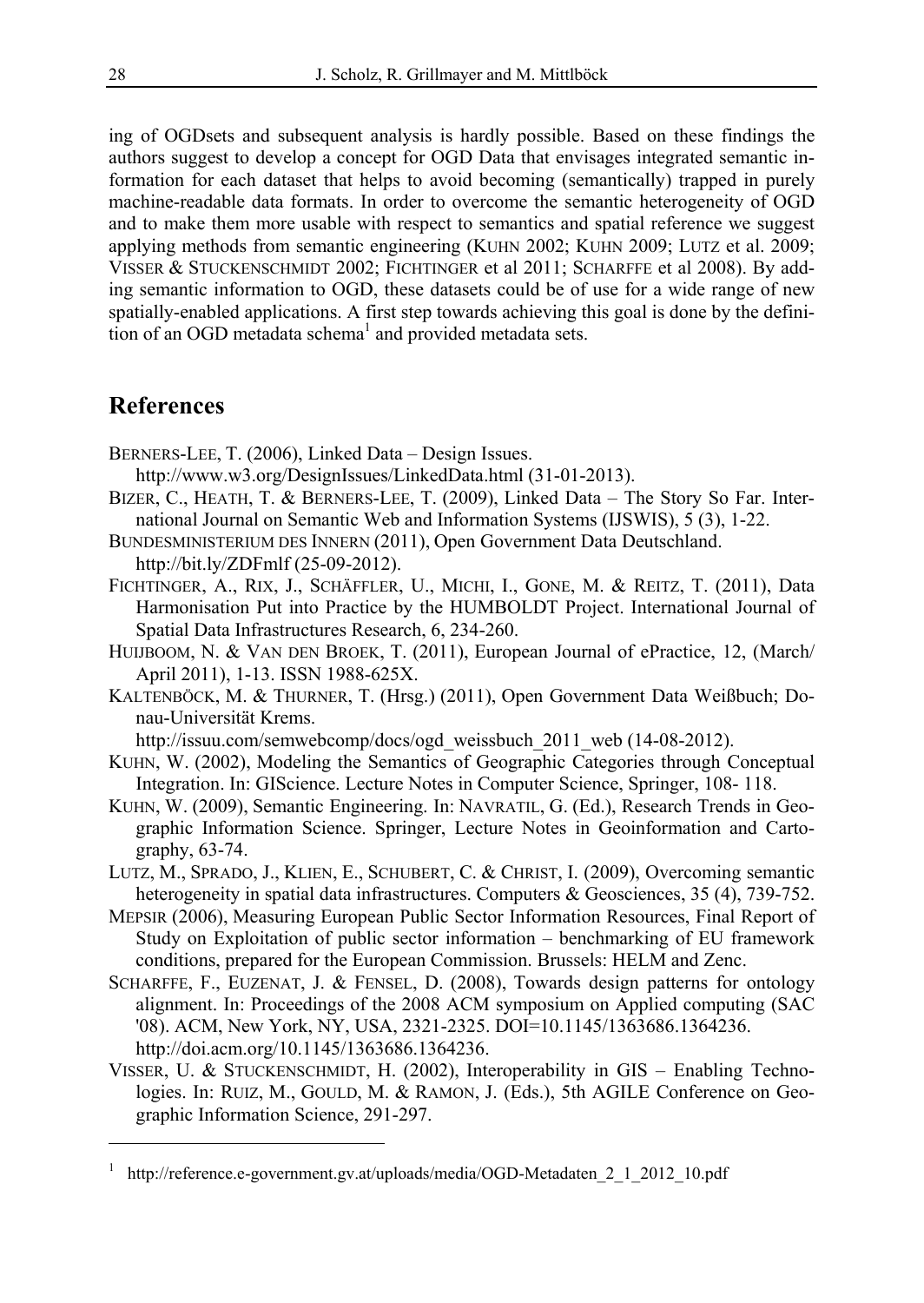ing of OGDsets and subsequent analysis is hardly possible. Based on these findings the authors suggest to develop a concept for OGD Data that envisages integrated semantic information for each dataset that helps to avoid becoming (semantically) trapped in purely machine-readable data formats. In order to overcome the semantic heterogeneity of OGD and to make them more usable with respect to semantics and spatial reference we suggest applying methods from semantic engineering (KUHN 2002; KUHN 2009; LUTZ et al. 2009; VISSER & STUCKENSCHMIDT 2002; FICHTINGER et al 2011; SCHARFFE et al 2008). By adding semantic information to OGD, these datasets could be of use for a wide range of new spatially-enabled applications. A first step towards achieving this goal is done by the definition of an OGD metadata schema[1] and provided metadata sets.

## References

BERNERS-LEE, T. (2006), Linked Data – Design Issues. http://www.w3.org/DesignIssues/LinkedData.html (31-01-2013).

BIZER, C., HEATH, T. & BERNERS-LEE, T. (2009), Linked Data – The Story So Far. International Journal on Semantic Web and Information Systems (IJSWIS), 5 (3), 1-22.

BUNDESMINISTERIUM DES INNERN (2011), Open Government Data Deutschland. http://bit.ly/ZDFmlf (25-09-2012).

FICHTINGER, A., RIX, J., SCHÄFFLER, U., MICHI, I., GONE, M. & REITZ, T. (2011), Data Harmonisation Put into Practice by the HUMBOLDT Project. International Journal of Spatial Data Infrastructures Research, 6, 234-260.

HUIJBOOM, N. & VAN DEN BROEK, T. (2011), European Journal of ePractice, 12, (March/ April 2011), 1-13. ISSN 1988-625X.

KALTENBÖCK, M. & THURNER, T. (Hrsg.) (2011), Open Government Data Weißbuch; Donau-Universität Krems. http://issuu.com/semwebcomp/docs/ogd_weissbuch_2011_web (14-08-2012).

KUHN, W. (2002), Modeling the Semantics of Geographic Categories through Conceptual Integration. In: GIScience. Lecture Notes in Computer Science, Springer, 108- 118.

KUHN, W. (2009), Semantic Engineering. In: NAVRATIL, G. (Ed.), Research Trends in Geographic Information Science. Springer, Lecture Notes in Geoinformation and Cartography, 63-74.

LUTZ, M., SPRADO, J., KLIEN, E., SCHUBERT, C. & CHRIST, I. (2009), Overcoming semantic heterogeneity in spatial data infrastructures. Computers & Geosciences, 35 (4), 739-752.

MEPSIR (2006), Measuring European Public Sector Information Resources, Final Report of Study on Exploitation of public sector information – benchmarking of EU framework conditions, prepared for the European Commission. Brussels: HELM and Zenc.

SCHARFFE, F., EUZENAT, J. & FENSEL, D. (2008), Towards design patterns for ontology alignment. In: Proceedings of the 2008 ACM symposium on Applied computing (SAC '08). ACM, New York, NY, USA, 2321-2325. DOI=10.1145/1363686.1364236. http://doi.acm.org/10.1145/1363686.1364236.

VISSER, U. & STUCKENSCHMIDT, H. (2002), Interoperability in GIS – Enabling Technologies. In: RUIZ, M., GOULD, M. & RAMON, J. (Eds.), 5th AGILE Conference on Geographic Information Science, 291-297.

---

[1] http://reference.e-government.gv.at/uploads/media/OGD-Metadaten_2_1_2012_10.pdf